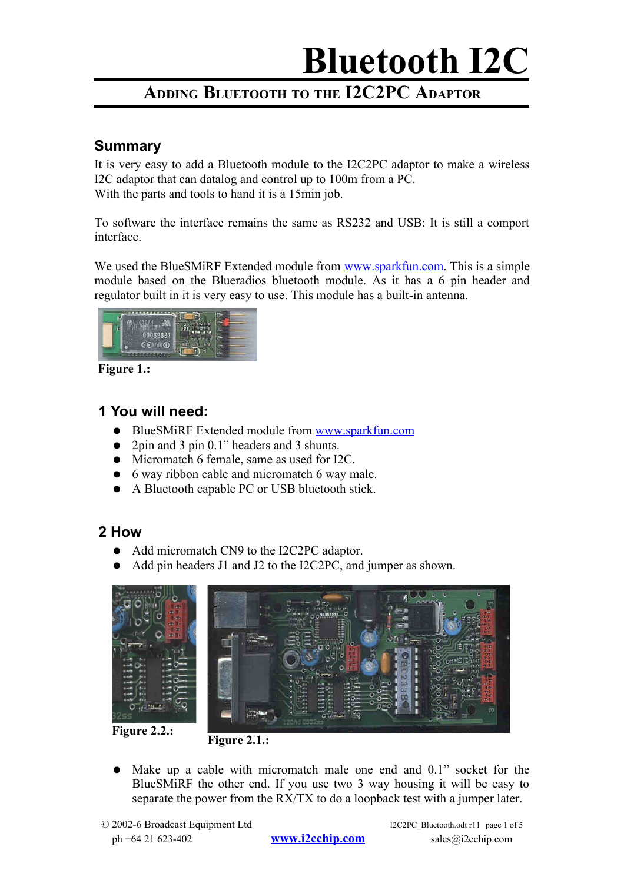# Bluetooth I2C

## Adding Bluetooth to the I2C2PC Adaptor

### Summary

It is very easy to add a Bluetooth module to the I2C2PC adaptor to make a wireless I2C adaptor that can datalog and control up to 100m from a PC.
With the parts and tools to hand it is a 15min job.

To software the interface remains the same as RS232 and USB: It is still a comport interface.

We used the BlueSMiRF Extended module from [www.sparkfun.com](http://www.sparkfun.com). This is a simple module based on the Blueradios bluetooth module. As it has a 6 pin header and regulator built in it is very easy to use. This module has a built-in antenna.

**Figure 1.:**

### 1 You will need:

- BlueSMiRF Extended module from [www.sparkfun.com](http://www.sparkfun.com)
- 2pin and 3 pin 0.1" headers and 3 shunts.
- Micromatch 6 female, same as used for I2C.
- 6 way ribbon cable and micromatch 6 way male.
- A Bluetooth capable PC or USB bluetooth stick.

### 2 How

- Add micromatch CN9 to the I2C2PC adaptor.
- Add pin headers J1 and J2 to the I2C2PC, and jumper as shown.

**Figure 2.2.:**

**Figure 2.1.:**

- Make up a cable with micromatch male one end and 0.1" socket for the BlueSMiRF the other end. If you use two 3 way housing it will be easy to separate the power from the RX/TX to do a loopback test with a jumper later.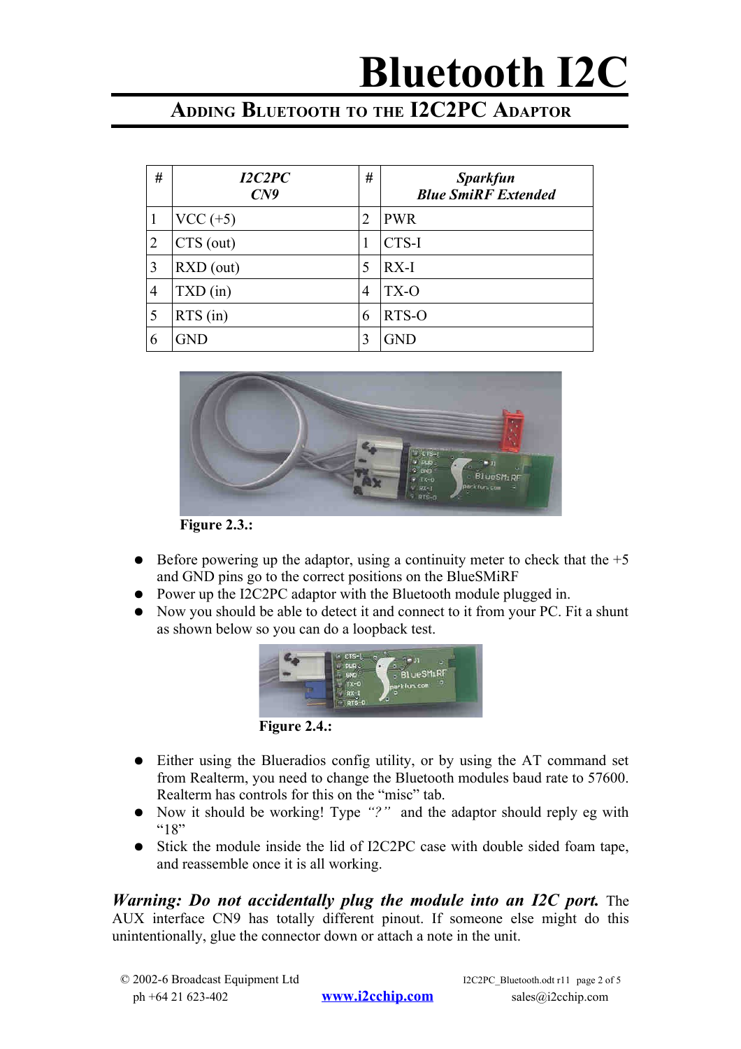# Bluetooth I2C

## Adding Bluetooth to the I2C2PC Adaptor

| # | *I2C2PC CN9* | # | *Sparkfun Blue SmiRF Extended* |
|---|---|---|---|
| 1 | VCC (+5) | 2 | PWR |
| 2 | CTS (out) | 1 | CTS-I |
| 3 | RXD (out) | 5 | RX-I |
| 4 | TXD (in) | 4 | TX-O |
| 5 | RTS (in) | 6 | RTS-O |
| 6 | GND | 3 | GND |

**Figure 2.3.:**

- Before powering up the adaptor, using a continuity meter to check that the +5 and GND pins go to the correct positions on the BlueSMiRF
- Power up the I2C2PC adaptor with the Bluetooth module plugged in.
- Now you should be able to detect it and connect to it from your PC. Fit a shunt as shown below so you can do a loopback test.

**Figure 2.4.:**

- Either using the Blueradios config utility, or by using the AT command set from Realterm, you need to change the Bluetooth modules baud rate to 57600. Realterm has controls for this on the "misc" tab.
- Now it should be working! Type *"?"* and the adaptor should reply eg with "18"
- Stick the module inside the lid of I2C2PC case with double sided foam tape, and reassemble once it is all working.

***Warning: Do not accidentally plug the module into an I2C port.*** The AUX interface CN9 has totally different pinout. If someone else might do this unintentionally, glue the connector down or attach a note in the unit.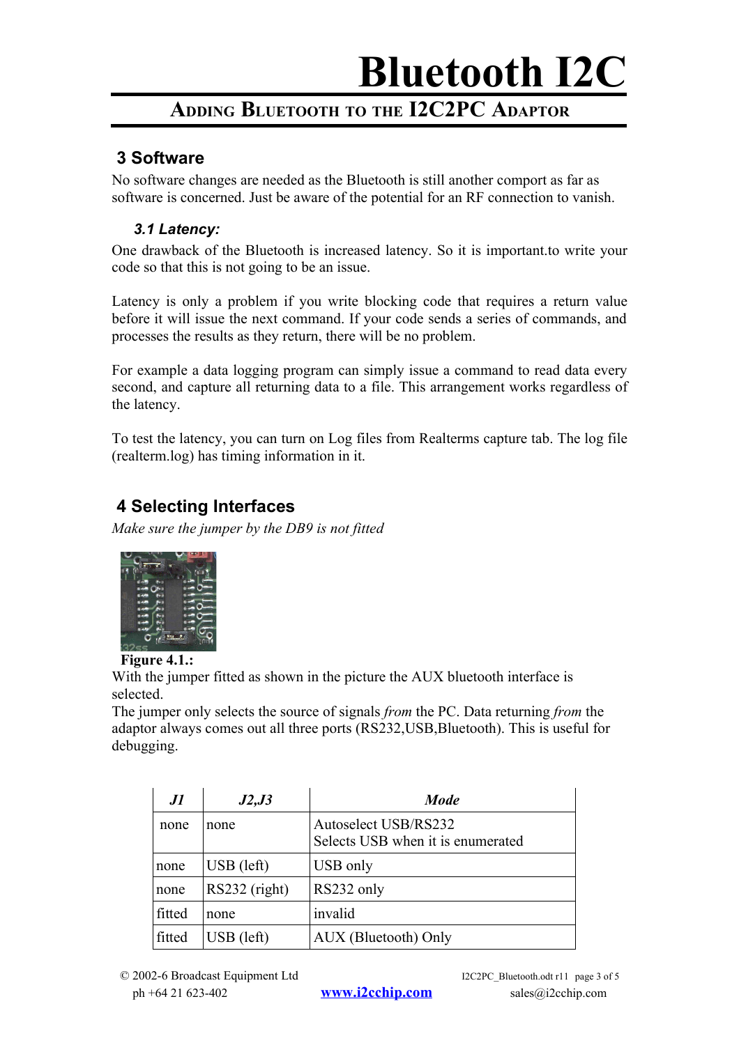## 3 Software

No software changes are needed as the Bluetooth is still another comport as far as software is concerned. Just be aware of the potential for an RF connection to vanish.

### *3.1 Latency:*

One drawback of the Bluetooth is increased latency. So it is important.to write your code so that this is not going to be an issue.

Latency is only a problem if you write blocking code that requires a return value before it will issue the next command. If your code sends a series of commands, and processes the results as they return, there will be no problem.

For example a data logging program can simply issue a command to read data every second, and capture all returning data to a file. This arrangement works regardless of the latency.

To test the latency, you can turn on Log files from Realterms capture tab. The log file (realterm.log) has timing information in it.

## 4 Selecting Interfaces

*Make sure the jumper by the DB9 is not fitted*

**Figure 4.1.:**

With the jumper fitted as shown in the picture the AUX bluetooth interface is selected.

The jumper only selects the source of signals *from* the PC. Data returning *from* the adaptor always comes out all three ports (RS232,USB,Bluetooth). This is useful for debugging.

| *J1* | *J2,J3* | *Mode* |
|---|---|---|
| none | none | Autoselect USB/RS232<br>Selects USB when it is enumerated |
| none | USB (left) | USB only |
| none | RS232 (right) | RS232 only |
| fitted | none | invalid |
| fitted | USB (left) | AUX (Bluetooth) Only |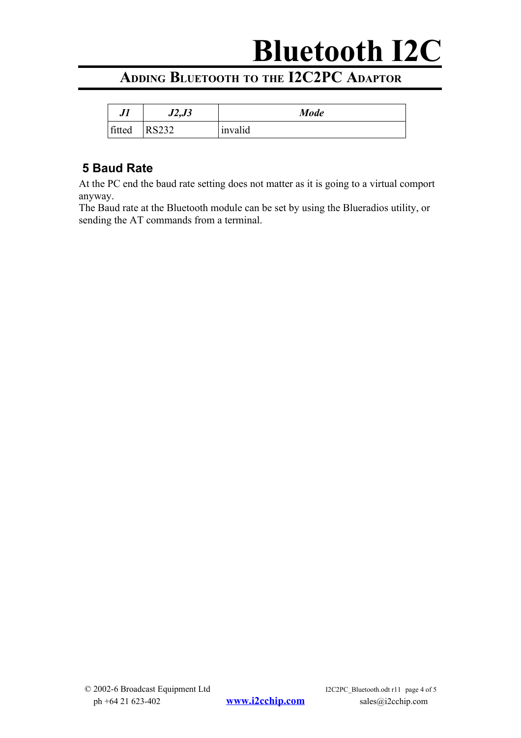| *J1* | *J2,J3* | *Mode* |
|---|---|---|
| fitted | RS232 | invalid |

## 5 Baud Rate

At the PC end the baud rate setting does not matter as it is going to a virtual comport anyway.
The Baud rate at the Bluetooth module can be set by using the Blueradios utility, or sending the AT commands from a terminal.